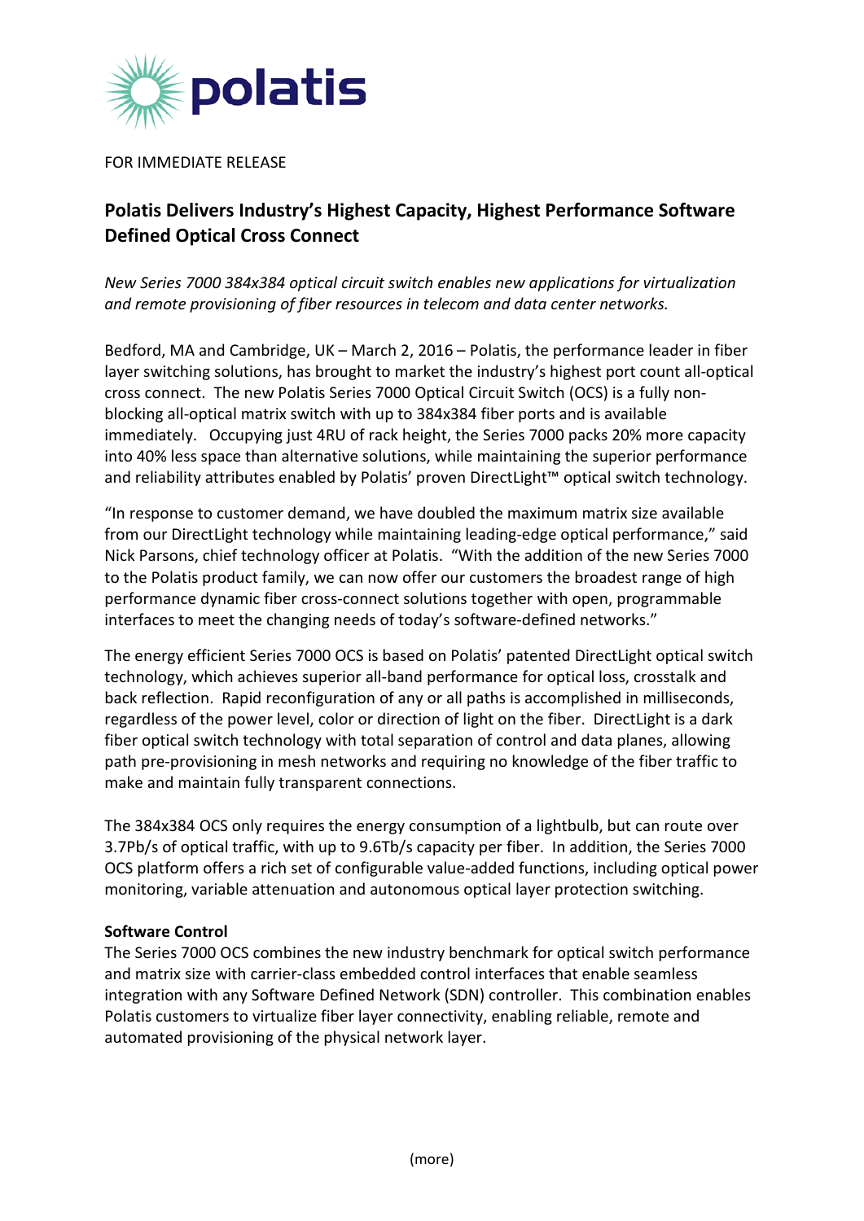FOR IMMEDIATE RELEASE

# Polatis Delivers Industry's Highest Capacity, Highest Performance Software Defined Optical Cross Connect

*New Series 7000 384x384 optical circuit switch enables new applications for virtualization and remote provisioning of fiber resources in telecom and data center networks.*

Bedford, MA and Cambridge, UK – March 2, 2016 – Polatis, the performance leader in fiber layer switching solutions, has brought to market the industry's highest port count all-optical cross connect. The new Polatis Series 7000 Optical Circuit Switch (OCS) is a fully non-blocking all-optical matrix switch with up to 384x384 fiber ports and is available immediately. Occupying just 4RU of rack height, the Series 7000 packs 20% more capacity into 40% less space than alternative solutions, while maintaining the superior performance and reliability attributes enabled by Polatis' proven DirectLight™ optical switch technology.

"In response to customer demand, we have doubled the maximum matrix size available from our DirectLight technology while maintaining leading-edge optical performance," said Nick Parsons, chief technology officer at Polatis. "With the addition of the new Series 7000 to the Polatis product family, we can now offer our customers the broadest range of high performance dynamic fiber cross-connect solutions together with open, programmable interfaces to meet the changing needs of today's software-defined networks."

The energy efficient Series 7000 OCS is based on Polatis' patented DirectLight optical switch technology, which achieves superior all-band performance for optical loss, crosstalk and back reflection. Rapid reconfiguration of any or all paths is accomplished in milliseconds, regardless of the power level, color or direction of light on the fiber. DirectLight is a dark fiber optical switch technology with total separation of control and data planes, allowing path pre-provisioning in mesh networks and requiring no knowledge of the fiber traffic to make and maintain fully transparent connections.

The 384x384 OCS only requires the energy consumption of a lightbulb, but can route over 3.7Pb/s of optical traffic, with up to 9.6Tb/s capacity per fiber. In addition, the Series 7000 OCS platform offers a rich set of configurable value-added functions, including optical power monitoring, variable attenuation and autonomous optical layer protection switching.

**Software Control**

The Series 7000 OCS combines the new industry benchmark for optical switch performance and matrix size with carrier-class embedded control interfaces that enable seamless integration with any Software Defined Network (SDN) controller. This combination enables Polatis customers to virtualize fiber layer connectivity, enabling reliable, remote and automated provisioning of the physical network layer.

(more)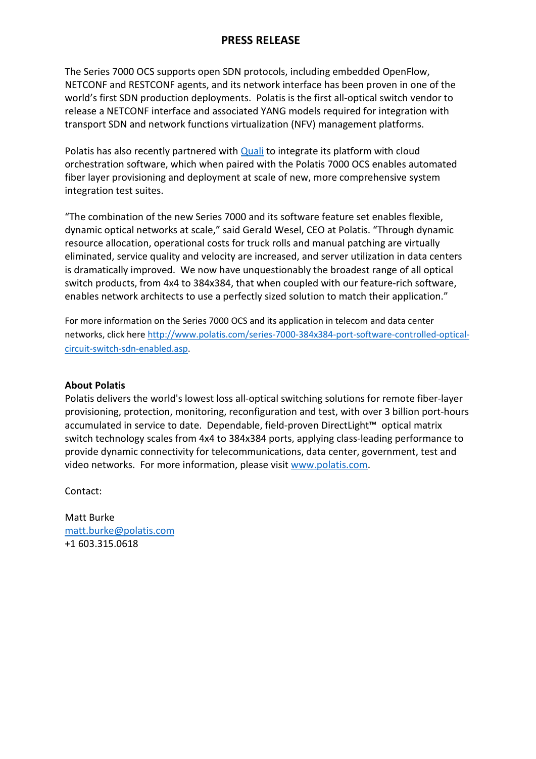# PRESS RELEASE

The Series 7000 OCS supports open SDN protocols, including embedded OpenFlow, NETCONF and RESTCONF agents, and its network interface has been proven in one of the world's first SDN production deployments. Polatis is the first all-optical switch vendor to release a NETCONF interface and associated YANG models required for integration with transport SDN and network functions virtualization (NFV) management platforms.

Polatis has also recently partnered with [Quali] to integrate its platform with cloud orchestration software, which when paired with the Polatis 7000 OCS enables automated fiber layer provisioning and deployment at scale of new, more comprehensive system integration test suites.

"The combination of the new Series 7000 and its software feature set enables flexible, dynamic optical networks at scale," said Gerald Wesel, CEO at Polatis. "Through dynamic resource allocation, operational costs for truck rolls and manual patching are virtually eliminated, service quality and velocity are increased, and server utilization in data centers is dramatically improved. We now have unquestionably the broadest range of all optical switch products, from 4x4 to 384x384, that when coupled with our feature-rich software, enables network architects to use a perfectly sized solution to match their application."

For more information on the Series 7000 OCS and its application in telecom and data center networks, click here http://www.polatis.com/series-7000-384x384-port-software-controlled-optical-circuit-switch-sdn-enabled.asp.

**About Polatis**
Polatis delivers the world's lowest loss all-optical switching solutions for remote fiber-layer provisioning, protection, monitoring, reconfiguration and test, with over 3 billion port-hours accumulated in service to date. Dependable, field-proven DirectLight™ optical matrix switch technology scales from 4x4 to 384x384 ports, applying class-leading performance to provide dynamic connectivity for telecommunications, data center, government, test and video networks. For more information, please visit www.polatis.com.

Contact:

Matt Burke
matt.burke@polatis.com
+1 603.315.0618